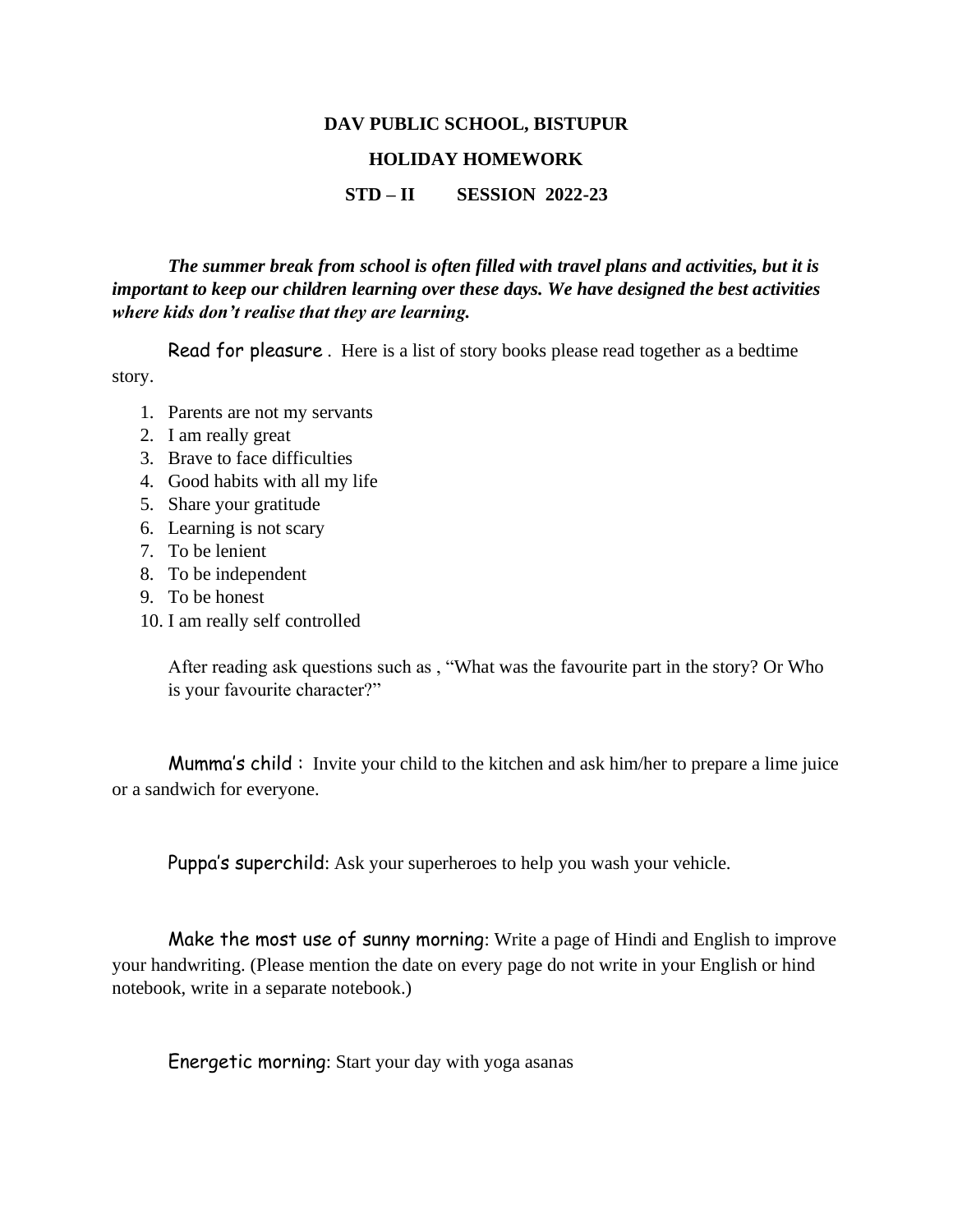**DAV PUBLIC SCHOOL, BISTUPUR**

**HOLIDAY HOMEWORK**

**STD – II SESSION 2022-23**

***The summer break from school is often filled with travel plans and activities, but it is important to keep our children learning over these days. We have designed the best activities where kids don't realise that they are learning.***

Read for pleasure . Here is a list of story books please read together as a bedtime story.

1. Parents are not my servants
2. I am really great
3. Brave to face difficulties
4. Good habits with all my life
5. Share your gratitude
6. Learning is not scary
7. To be lenient
8. To be independent
9. To be honest
10. I am really self controlled

After reading ask questions such as , "What was the favourite part in the story? Or Who is your favourite character?"

Mumma's child : Invite your child to the kitchen and ask him/her to prepare a lime juice or a sandwich for everyone.

Puppa's superchild: Ask your superheroes to help you wash your vehicle.

Make the most use of sunny morning: Write a page of Hindi and English to improve your handwriting. (Please mention the date on every page do not write in your English or hind notebook, write in a separate notebook.)

Energetic morning: Start your day with yoga asanas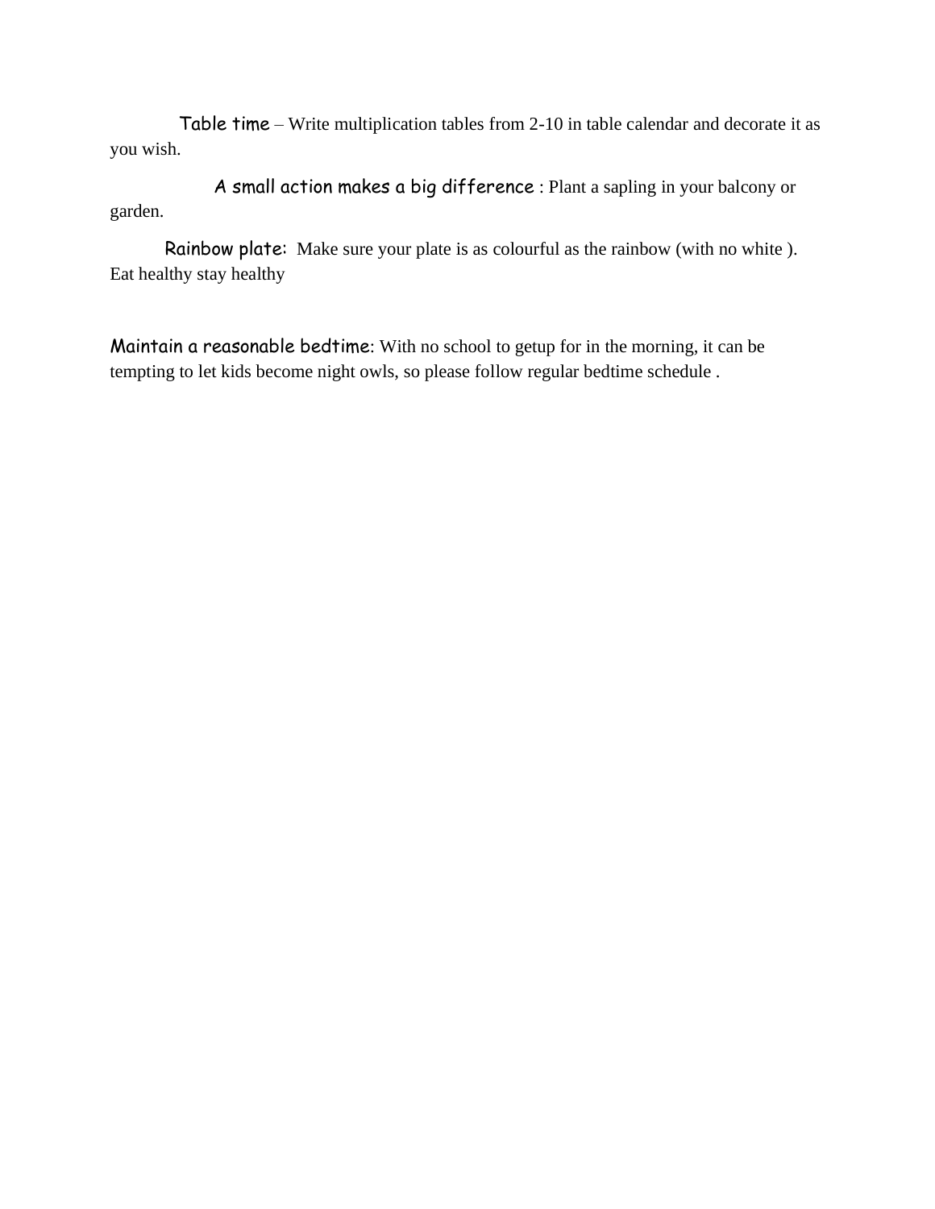Table time – Write multiplication tables from 2-10 in table calendar and decorate it as you wish.

A small action makes a big difference : Plant a sapling in your balcony or garden.

Rainbow plate: Make sure your plate is as colourful as the rainbow (with no white ). Eat healthy stay healthy

Maintain a reasonable bedtime: With no school to getup for in the morning, it can be tempting to let kids become night owls, so please follow regular bedtime schedule .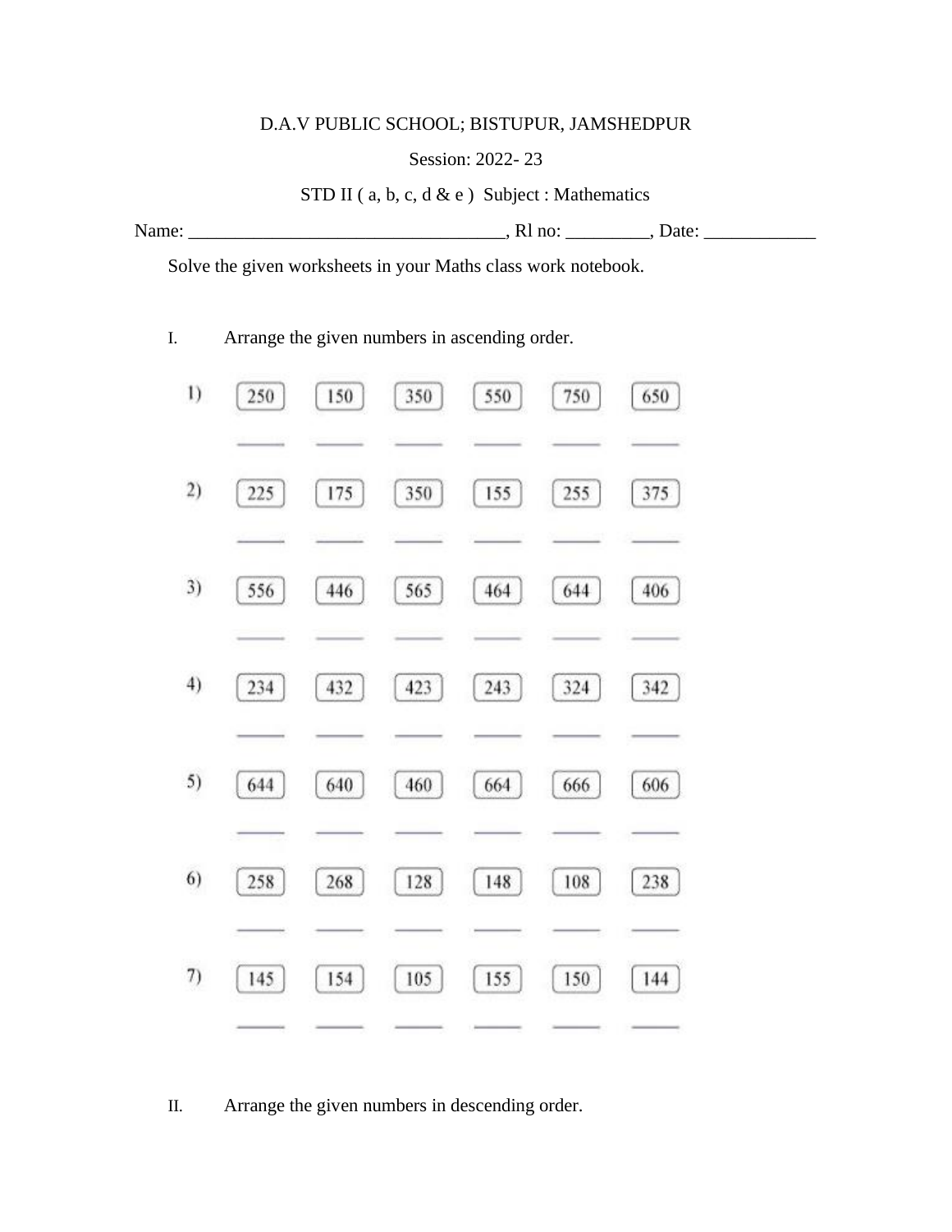D.A.V PUBLIC SCHOOL; BISTUPUR, JAMSHEDPUR

Session: 2022- 23

STD II ( a, b, c, d & e ) Subject : Mathematics

Name: _________________________________, Rl no: _________, Date: ____________

Solve the given worksheets in your Maths class work notebook.

I. Arrange the given numbers in ascending order.

1) 250 150 350 550 750 650

_____ _____ _____ _____ _____ _____

2) 225 175 350 155 255 375

_____ _____ _____ _____ _____ _____

3) 556 446 565 464 644 406

_____ _____ _____ _____ _____ _____

4) 234 432 423 243 324 342

_____ _____ _____ _____ _____ _____

5) 644 640 460 664 666 606

_____ _____ _____ _____ _____ _____

6) 258 268 128 148 108 238

_____ _____ _____ _____ _____ _____

7) 145 154 105 155 150 144

_____ _____ _____ _____ _____ _____

II. Arrange the given numbers in descending order.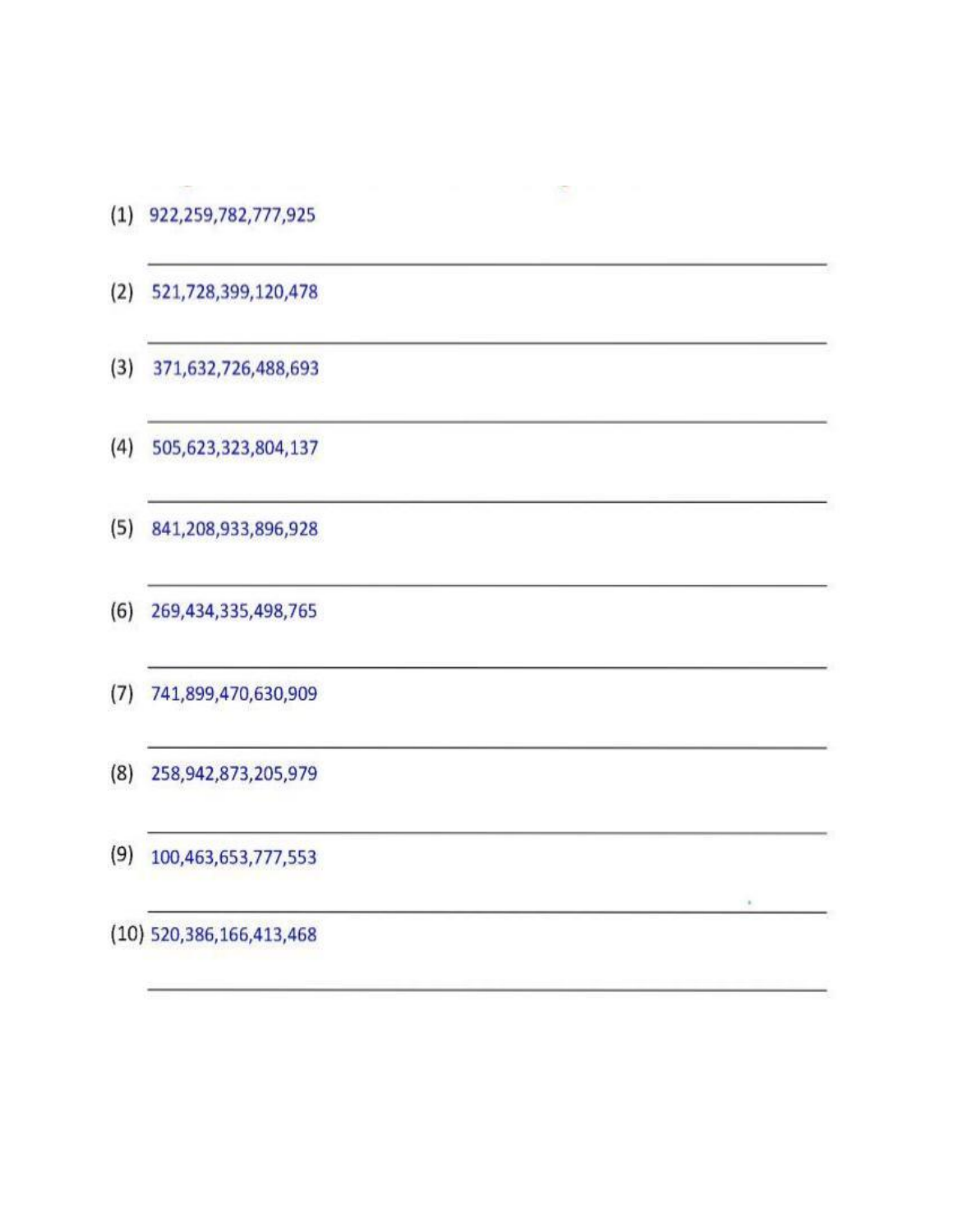(1) 922,259,782,777,925

___

(2) 521,728,399,120,478

___

(3) 371,632,726,488,693

___

(4) 505,623,323,804,137

___

(5) 841,208,933,896,928

___

(6) 269,434,335,498,765

___

(7) 741,899,470,630,909

___

(8) 258,942,873,205,979

___

(9) 100,463,653,777,553

___

(10) 520,386,166,413,468

___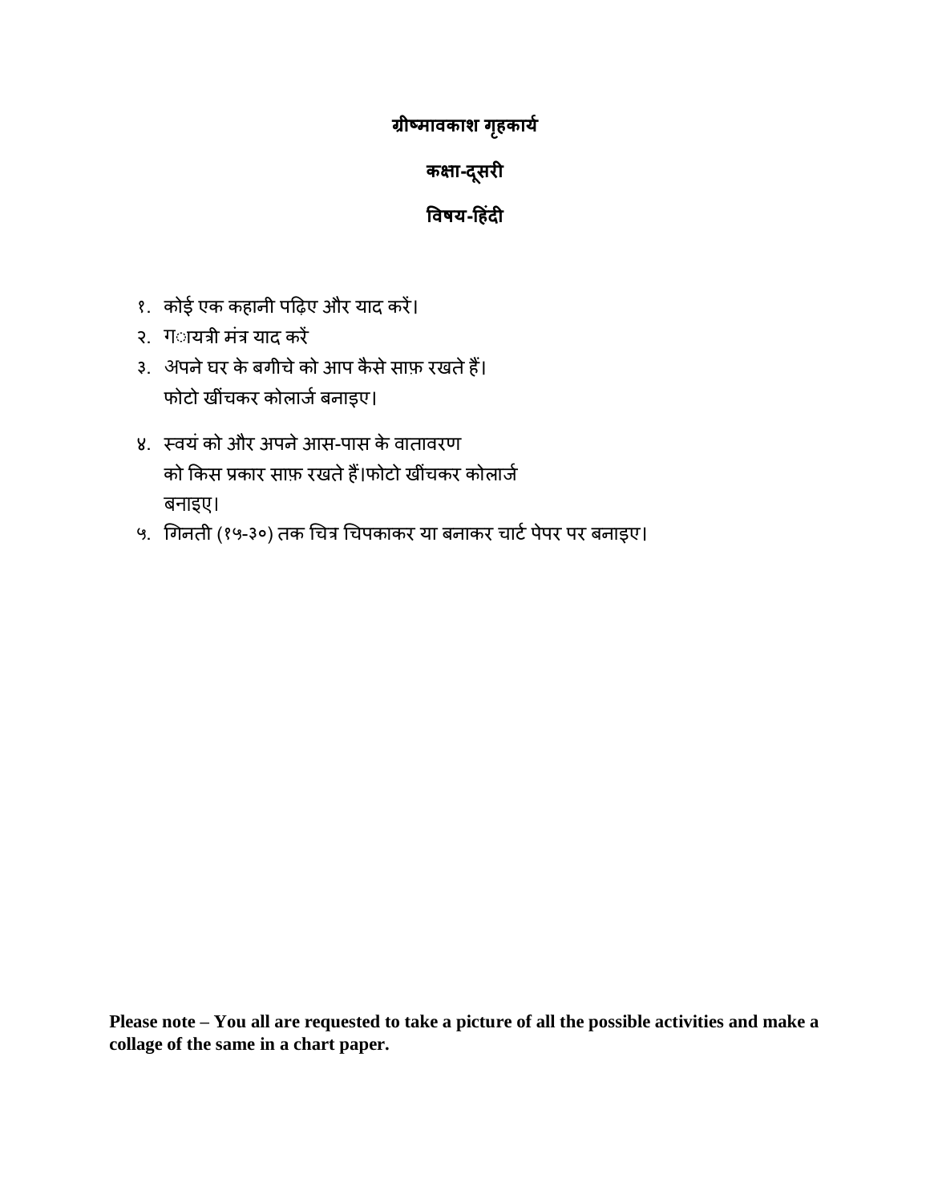**ग्रीष्मावकाश गृहकार्य**

**कक्षा-दूसरी**

**विषय-हिंदी**

१. कोई एक कहानी पढ़िए और याद करें।
२. गायत्री मंत्र याद करें
३. अपने घर के बगीचे को आप कैसे साफ़ रखते हैं। फोटो खींचकर कोलार्ज बनाइए।
४. स्वयं को और अपने आस-पास के वातावरण को किस प्रकार साफ़ रखते हैं।फोटो खींचकर कोलार्ज बनाइए।
५. गिनती (१५-३०) तक चित्र चिपकाकर या बनाकर चार्ट पेपर पर बनाइए।

**Please note – You all are requested to take a picture of all the possible activities and make a collage of the same in a chart paper.**